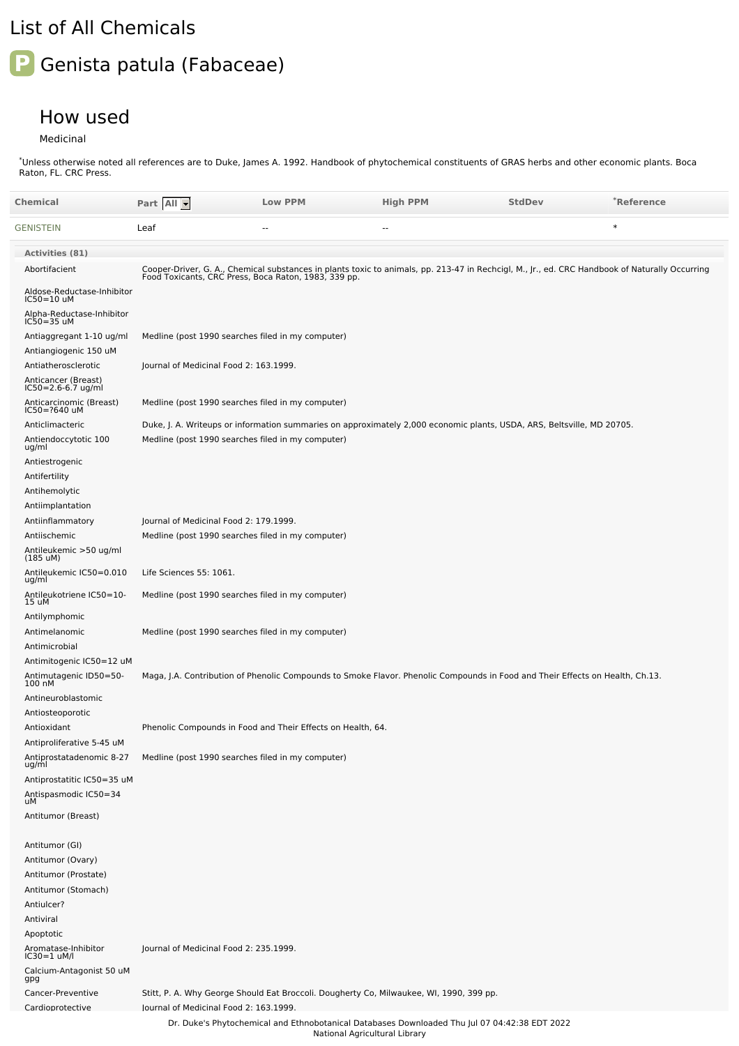# List of All Chemicals

## P Genista patula (Fabaceae)

### How used

Medicinal

*Unless otherwise noted all references are to Duke, James A. 1992. Handbook of phytochemical constituents of GRAS herbs and other economic plants. Boca Raton, FL. CRC Press.

| Chemical | Part All | Low PPM | High PPM | StdDev | *Reference |
|---|---|---|---|---|---|
| GENISTEIN | Leaf | -- | -- | | * |

**Activities (81)**

| Activity | Reference |
|---|---|
| Abortifacient | Cooper-Driver, G. A., Chemical substances in plants toxic to animals, pp. 213-47 in Rechcigl, M., Jr., ed. CRC Handbook of Naturally Occurring Food Toxicants, CRC Press, Boca Raton, 1983, 339 pp. |
| Aldose-Reductase-Inhibitor IC50=10 uM | |
| Alpha-Reductase-Inhibitor IC50=35 uM | |
| Antiaggregant 1-10 ug/ml | Medline (post 1990 searches filed in my computer) |
| Antiangiogenic 150 uM | |
| Antiatherosclerotic | Journal of Medicinal Food 2: 163.1999. |
| Anticancer (Breast) IC50=2.6-6.7 ug/ml | |
| Anticarcinomic (Breast) IC50=?640 uM | Medline (post 1990 searches filed in my computer) |
| Anticlimacteric | Duke, J. A. Writeups or information summaries on approximately 2,000 economic plants, USDA, ARS, Beltsville, MD 20705. |
| Antiendoccytotic 100 ug/ml | Medline (post 1990 searches filed in my computer) |
| Antiestrogenic | |
| Antifertility | |
| Antihemolytic | |
| Antiimplantation | |
| Antiinflammatory | Journal of Medicinal Food 2: 179.1999. |
| Antiischemic | Medline (post 1990 searches filed in my computer) |
| Antileukemic >50 ug/ml (185 uM) | |
| Antileukemic IC50=0.010 ug/ml | Life Sciences 55: 1061. |
| Antileukotriene IC50=10-15 uM | Medline (post 1990 searches filed in my computer) |
| Antilymphomic | |
| Antimelanomic | Medline (post 1990 searches filed in my computer) |
| Antimicrobial | |
| Antimitogenic IC50=12 uM | |
| Antimutagenic ID50=50-100 nM | Maga, J.A. Contribution of Phenolic Compounds to Smoke Flavor. Phenolic Compounds in Food and Their Effects on Health, Ch.13. |
| Antineuroblastomic | |
| Antiosteoporotic | |
| Antioxidant | Phenolic Compounds in Food and Their Effects on Health, 64. |
| Antiproliferative 5-45 uM | |
| Antiprostatadenomic 8-27 ug/ml | Medline (post 1990 searches filed in my computer) |
| Antiprostatitic IC50=35 uM | |
| Antispasmodic IC50=34 uM | |
| Antitumor (Breast) | |
| Antitumor (GI) | |
| Antitumor (Ovary) | |
| Antitumor (Prostate) | |
| Antitumor (Stomach) | |
| Antiulcer? | |
| Antiviral | |
| Apoptotic | |
| Aromatase-Inhibitor IC30=1 uM/l | Journal of Medicinal Food 2: 235.1999. |
| Calcium-Antagonist 50 uM gpg | |
| Cancer-Preventive | Stitt, P. A. Why George Should Eat Broccoli. Dougherty Co, Milwaukee, WI, 1990, 399 pp. |
| Cardioprotective | Journal of Medicinal Food 2: 163.1999. |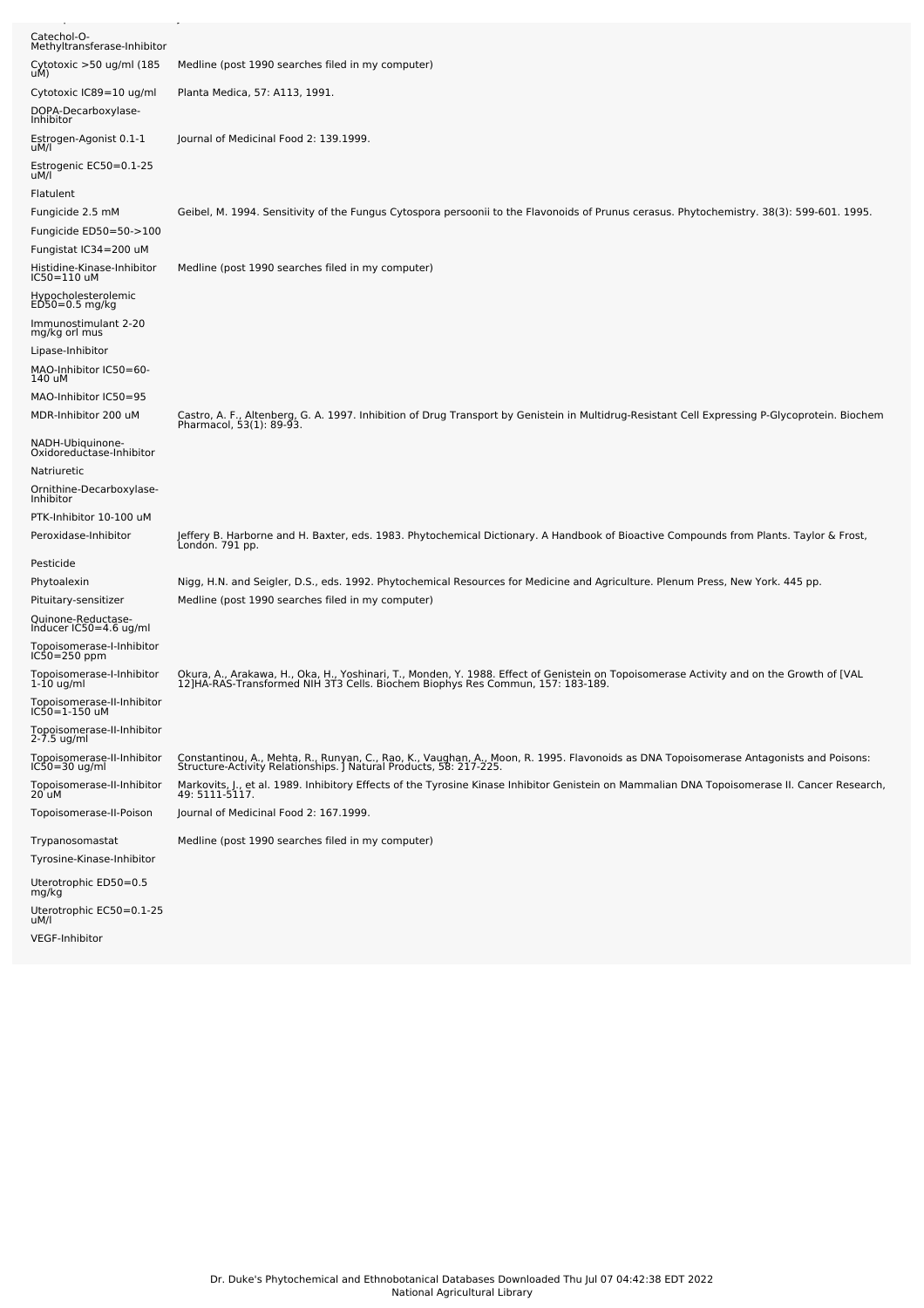| | |
|---|---|
| Catechol-O-Methyltransferase-Inhibitor | |
| Cytotoxic >50 ug/ml (185 uM) | Medline (post 1990 searches filed in my computer) |
| Cytotoxic IC89=10 ug/ml | Planta Medica, 57: A113, 1991. |
| DOPA-Decarboxylase-Inhibitor | |
| Estrogen-Agonist 0.1-1 uM/l | Journal of Medicinal Food 2: 139.1999. |
| Estrogenic EC50=0.1-25 uM/l | |
| Flatulent | |
| Fungicide 2.5 mM | Geibel, M. 1994. Sensitivity of the Fungus Cytospora persoonii to the Flavonoids of Prunus cerasus. Phytochemistry. 38(3): 599-601. 1995. |
| Fungicide ED50=50->100 | |
| Fungistat IC34=200 uM | |
| Histidine-Kinase-Inhibitor IC50=110 uM | Medline (post 1990 searches filed in my computer) |
| Hypocholesterolemic ED50=0.5 mg/kg | |
| Immunostimulant 2-20 mg/kg orl mus | |
| Lipase-Inhibitor | |
| MAO-Inhibitor IC50=60-140 uM | |
| MAO-Inhibitor IC50=95 | |
| MDR-Inhibitor 200 uM | Castro, A. F., Altenberg, G. A. 1997. Inhibition of Drug Transport by Genistein in Multidrug-Resistant Cell Expressing P-Glycoprotein. Biochem Pharmacol, 53(1): 89-93. |
| NADH-Ubiquinone-Oxidoreductase-Inhibitor | |
| Natriuretic | |
| Ornithine-Decarboxylase-Inhibitor | |
| PTK-Inhibitor 10-100 uM | |
| Peroxidase-Inhibitor | Jeffery B. Harborne and H. Baxter, eds. 1983. Phytochemical Dictionary. A Handbook of Bioactive Compounds from Plants. Taylor & Frost, London. 791 pp. |
| Pesticide | |
| Phytoalexin | Nigg, H.N. and Seigler, D.S., eds. 1992. Phytochemical Resources for Medicine and Agriculture. Plenum Press, New York. 445 pp. |
| Pituitary-sensitizer | Medline (post 1990 searches filed in my computer) |
| Quinone-Reductase-Inducer IC50=4.6 ug/ml | |
| Topoisomerase-I-Inhibitor IC50=250 ppm | |
| Topoisomerase-I-Inhibitor 1-10 ug/ml | Okura, A., Arakawa, H., Oka, H., Yoshinari, T., Monden, Y. 1988. Effect of Genistein on Topoisomerase Activity and on the Growth of [VAL 12]HA-RAS-Transformed NIH 3T3 Cells. Biochem Biophys Res Commun, 157: 183-189. |
| Topoisomerase-II-Inhibitor IC50=1-150 uM | |
| Topoisomerase-II-Inhibitor 2-7.5 ug/ml | |
| Topoisomerase-II-Inhibitor IC50=30 ug/ml | Constantinou, A., Mehta, R., Runyan, C., Rao, K., Vaughan, A., Moon, R. 1995. Flavonoids as DNA Topoisomerase Antagonists and Poisons: Structure-Activity Relationships. J Natural Products, 58: 217-225. |
| Topoisomerase-II-Inhibitor 20 uM | Markovits, J., et al. 1989. Inhibitory Effects of the Tyrosine Kinase Inhibitor Genistein on Mammalian DNA Topoisomerase II. Cancer Research, 49: 5111-5117. |
| Topoisomerase-II-Poison | Journal of Medicinal Food 2: 167.1999. |
| Trypanosomastat | Medline (post 1990 searches filed in my computer) |
| Tyrosine-Kinase-Inhibitor | |
| Uterotrophic ED50=0.5 mg/kg | |
| Uterotrophic EC50=0.1-25 uM/l | |
| VEGF-Inhibitor | |

Dr. Duke's Phytochemical and Ethnobotanical Databases Downloaded Thu Jul 07 04:42:38 EDT 2022
National Agricultural Library